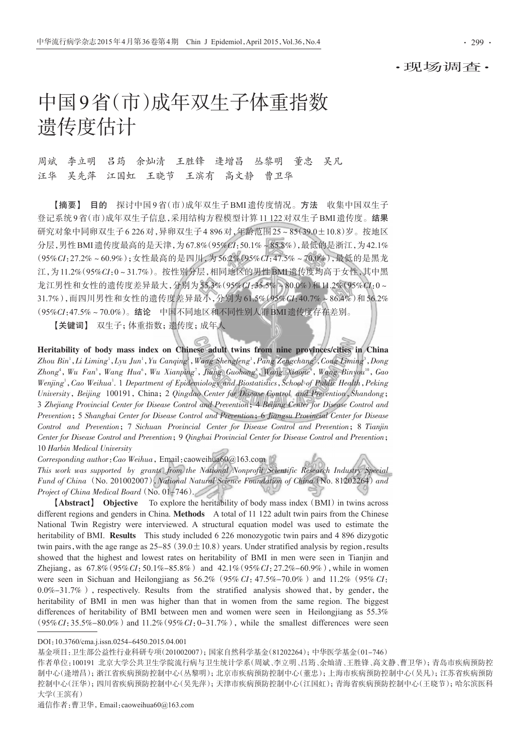·现场调查·

# 中国9省(市)成年双生子体重指数遗传度估计

周斌 李立明 吕筠 余灿清 王胜锋 逄增昌 丛黎明 董忠 吴凡 汪华 吴先萍 江国虹 王晓节 王滨有 高文静 曹卫华

【摘要】 **目的** 探讨中国9省(市)成年双生子BMI遗传度情况。**方法** 收集中国双生子登记系统9省(市)成年双生子信息,采用结构方程模型计算11 122对双生子BMI遗传度。**结果** 研究对象中同卵双生子6 226对,异卵双生子4 896对,年龄范围25~85(39.0±10.8)岁。按地区分层,男性BMI遗传度最高的是天津,为67.8%(95%*CI*:50.1%~85.8%),最低的是浙江,为42.1%(95%*CI*:27.2%~60.9%);女性最高的是四川,为56.2%(95%*CI*:47.5%~70.0%),最低的是黑龙江,为11.2%(95%*CI*:0~31.7%)。按性别分层,相同地区的男性BMI遗传度均高于女性,其中黑龙江男性和女性的遗传度差异最大,分别为55.3%(95%*CI*:35.5%~80.0%)和11.2%(95%*CI*:0~31.7%),而四川男性和女性的遗传度差异最小,分别为61.5%(95%*CI*:40.7%~86.4%)和56.2%(95%*CI*:47.5%~70.0%)。**结论** 中国不同地区和不同性别人群BMI遗传度存在差别。

【关键词】 双生子;体重指数;遗传度;成年人

**Heritability of body mass index on Chinese adult twins from nine provinces/cities in China**

*Zhou Bin*[1], *Li Liming*[1], *Lyu Jun*[1], *Yu Canqing*[1], *Wang Shengfeng*[1], *Pang Zengchang*[2], *Cong Liming*[3], *Dong Zhong*[4], *Wu Fan*[5], *Wang Hua*[6], *Wu Xianping*[7], *Jiang Guohong*[8], *Wang Xiaojie*[9], *Wang Binyou*[10], *Gao Wenjing*[1], *Cao Weihua*[1]. *1 Department of Epidemiology and Biostatistics, School of Public Health, Peking University, Beijing* 100191, China; *2 Qingdao Center for Disease Control and Prevention, Shandong*; *3 Zhejiang Provincial Center for Disease Control and Prevention*; *4 Beijing Center for Disease Control and Prevention*; *5 Shanghai Center for Disease Control and Prevention*; *6 Jiangsu Provincial Center for Disease Control and Prevention*; *7 Sichuan Provincial Center for Disease Control and Prevention*; *8 Tianjin Center for Disease Control and Prevention*; *9 Qinghai Provincial Center for Disease Control and Prevention*; *10 Harbin Medical University*

*Corresponding author*: *Cao Weihua*, Email: caoweihua60@163.com

*This work was supported by grants from the National Nonprofit Scientific Research Industry Special Fund of China* (No. 201002007), *National Natural Science Foundation of China* (No. 81202264) *and Project of China Medical Board* (No. 01-746).

【**Abstract**】 **Objective** To explore the heritability of body mass index (BMI) in twins across different regions and genders in China. **Methods** A total of 11 122 adult twin pairs from the Chinese National Twin Registry were interviewed. A structural equation model was used to estimate the heritability of BMI. **Results** This study included 6 226 monozygotic twin pairs and 4 896 dizygotic twin pairs, with the age range as 25-85 (39.0±10.8) years. Under stratified analysis by region, results showed that the highest and lowest rates on heritability of BMI in men were seen in Tianjin and Zhejiang, as 67.8% (95%*CI*: 50.1%-85.8%) and 42.1% (95%*CI*: 27.2%-60.9%), while in women were seen in Sichuan and Heilongjiang as 56.2% (95% *CI*: 47.5%-70.0%) and 11.2% (95% *CI*: 0.0%-31.7%), respectively. Results from the stratified analysis showed that, by gender, the heritability of BMI in men was higher than that in women from the same region. The biggest differences of heritability of BMI between men and women were seen in Heilongjiang as 55.3% (95%*CI*: 35.5%-80.0%) and 11.2% (95%*CI*: 0-31.7%), while the smallest differences were seen

---

DOI: 10.3760/cma.j.issn.0254-6450.2015.04.001

基金项目:卫生部公益性行业科研专项(201002007);国家自然科学基金(81202264);中华医学基金(01-746)

作者单位:100191 北京大学公共卫生学院流行病与卫生统计学系(周斌、李立明、吕筠、余灿清、王胜锋、高文静、曹卫华);青岛市疾病预防控制中心(逄增昌);浙江省疾病预防控制中心(丛黎明);北京市疾病预防控制中心(董忠);上海市疾病预防控制中心(吴凡);江苏省疾病预防控制中心(汪华);四川省疾病预防控制中心(吴先萍);天津市疾病预防控制中心(江国虹);青海省疾病预防控制中心(王晓节);哈尔滨医科大学(王滨有)

通信作者:曹卫华, Email: caoweihua60@163.com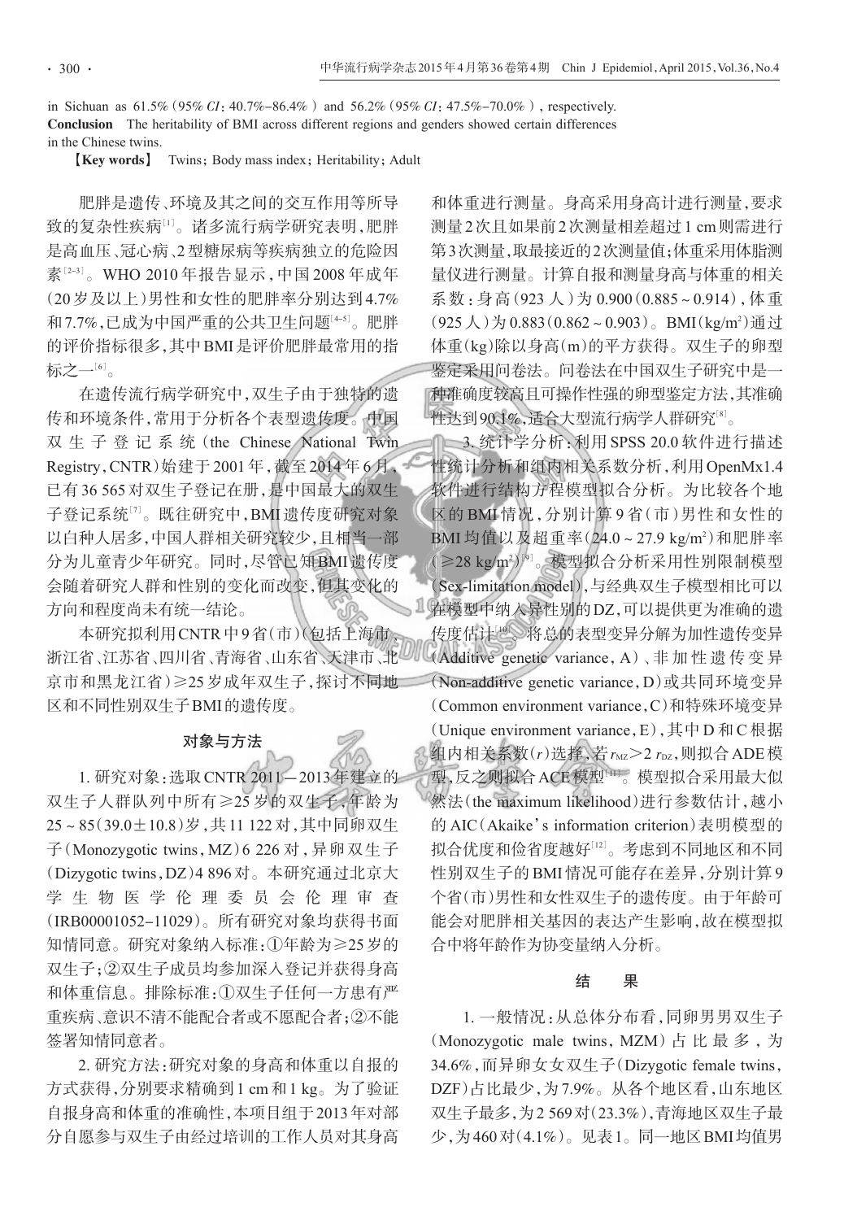in Sichuan as 61.5% (95% *CI*: 40.7%-86.4%) and 56.2% (95% *CI*: 47.5%-70.0%), respectively.

**Conclusion** The heritability of BMI across different regions and genders showed certain differences in the Chinese twins.

【**Key words**】 Twins; Body mass index; Heritability; Adult

肥胖是遗传、环境及其之间的交互作用等所导致的复杂性疾病[1]。诸多流行病学研究表明，肥胖是高血压、冠心病、2型糖尿病等疾病独立的危险因素[2-3]。WHO 2010年报告显示，中国2008年成年（20岁及以上）男性和女性的肥胖率分别达到4.7%和7.7%，已成为中国严重的公共卫生问题[4-5]。肥胖的评价指标很多，其中BMI是评价肥胖最常用的指标之一[6]。

在遗传流行病学研究中，双生子由于独特的遗传和环境条件，常用于分析各个表型遗传度。中国双生子登记系统（the Chinese National Twin Registry，CNTR）始建于2001年，截至2014年6月，已有36 565对双生子登记在册，是中国最大的双生子登记系统[7]。既往研究中，BMI遗传度研究对象以白种人居多，中国人群相关研究较少，且相当一部分为儿童青少年研究。同时，尽管已知BMI遗传度会随着研究人群和性别的变化而改变，但其变化的方向和程度尚未有统一结论。

本研究拟利用CNTR中9省（市）（包括上海市、浙江省、江苏省、四川省、青海省、山东省、天津市、北京市和黑龙江省）≥25岁成年双生子，探讨不同地区和不同性别双生子BMI的遗传度。

## 对象与方法

1. 研究对象：选取CNTR 2011—2013年建立的双生子人群队列中所有≥25岁的双生子，年龄为25～85（39.0±10.8）岁，共11 122对，其中同卵双生子（Monozygotic twins，MZ）6 226对，异卵双生子（Dizygotic twins，DZ）4 896对。本研究通过北京大学生物医学伦理委员会伦理审查（IRB00001052-11029）。所有研究对象均获得书面知情同意。研究对象纳入标准：①年龄为≥25岁的双生子；②双生子成员均参加深入登记并获得身高和体重信息。排除标准：①双生子任何一方患有严重疾病、意识不清不能配合者或不愿配合者；②不能签署知情同意者。

2. 研究方法：研究对象的身高和体重以自报的方式获得，分别要求精确到1 cm和1 kg。为了验证自报身高和体重的准确性，本项目组于2013年对部分自愿参与双生子由经过培训的工作人员对其身高和体重进行测量。身高采用身高计进行测量，要求测量2次且如果前2次测量相差超过1 cm则需进行第3次测量，取最接近的2次测量值；体重采用体脂测量仪进行测量。计算自报和测量身高与体重的相关系数：身高（923人）为0.900（0.885～0.914），体重（925人）为0.883（0.862～0.903）。BMI（$kg/m^2$）通过体重（kg）除以身高（m）的平方获得。双生子的卵型鉴定采用问卷法。问卷法在中国双生子研究中是一种准确度较高且可操作性强的卵型鉴定方法，其准确性达到90.1%，适合大型流行病学人群研究[8]。

3. 统计学分析：利用SPSS 20.0软件进行描述性统计分析和组内相关系数分析，利用OpenMx1.4软件进行结构方程模型拟合分析。为比较各个地区的BMI情况，分别计算9省（市）男性和女性的BMI均值以及超重率（24.0～27.9 $kg/m^2$）和肥胖率（≥28 $kg/m^2$）[9]。模型拟合分析采用性别限制模型（Sex-limitation model），与经典双生子模型相比可以在模型中纳入异性别的DZ，可以提供更为准确的遗传度估计[10]。将总的表型变异分解为加性遗传变异（Additive genetic variance，A）、非加性遗传变异（Non-additive genetic variance，D）或共同环境变异（Common environment variance，C）和特殊环境变异（Unique environment variance，E），其中D和C根据组内相关系数（$r$）选择，若$r_{MZ}>2\ r_{DZ}$，则拟合ADE模型，反之则拟合ACE模型[11]。模型拟合采用最大似然法（the maximum likelihood）进行参数估计，越小的AIC（Akaike's information criterion）表明模型的拟合优度和俭省度越好[12]。考虑到不同地区和不同性别双生子的BMI情况可能存在差异，分别计算9个省（市）男性和女性双生子的遗传度。由于年龄可能会对肥胖相关基因的表达产生影响，故在模型拟合中将年龄作为协变量纳入分析。

## 结　果

1. 一般情况：从总体分布看，同卵男男双生子（Monozygotic male twins，MZM）占比最多，为34.6%，而异卵女女双生子（Dizygotic female twins，DZF）占比最少，为7.9%。从各个地区看，山东地区双生子最多，为2 569对（23.3%），青海地区双生子最少，为460对（4.1%）。见表1。同一地区BMI均值男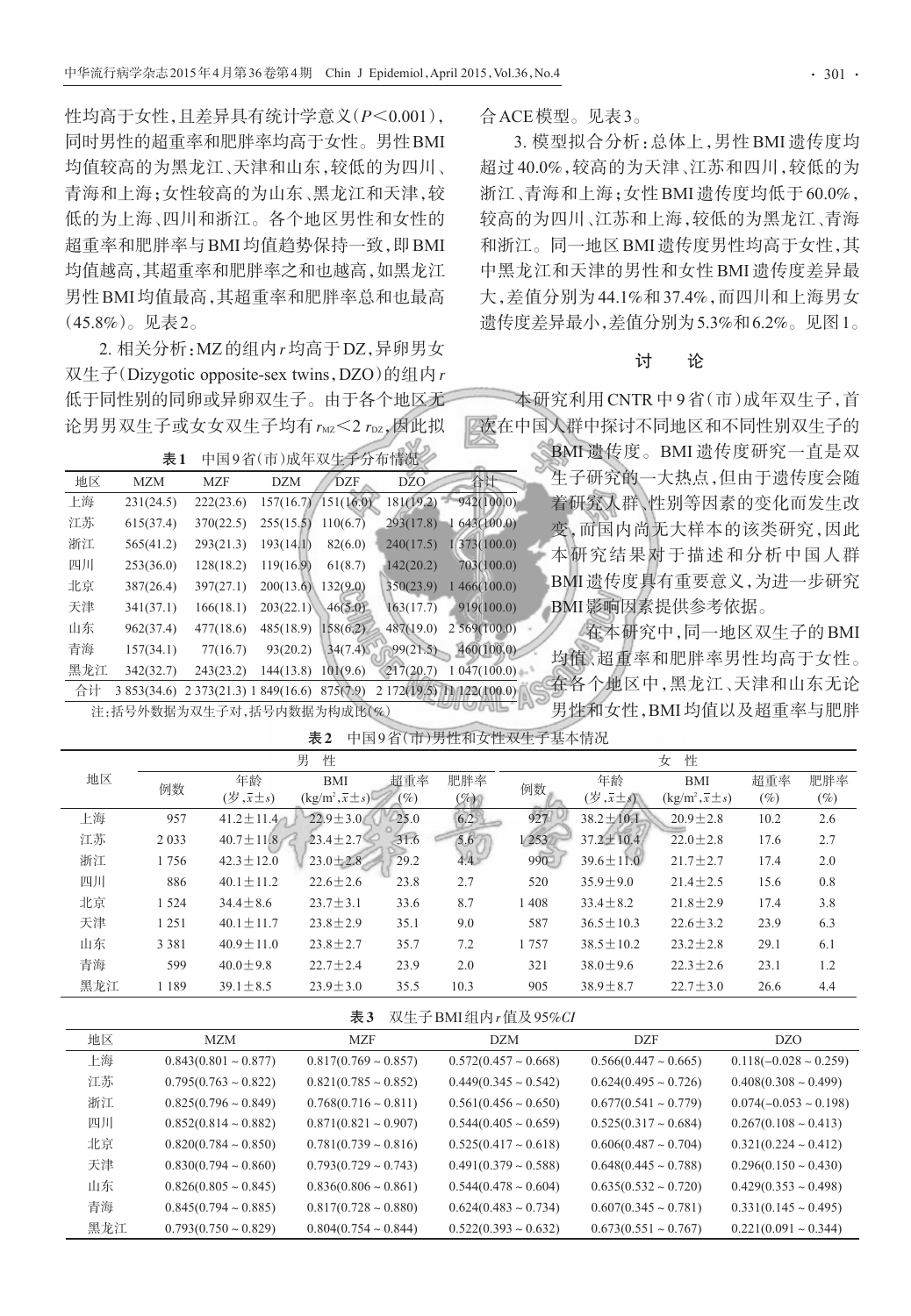性均高于女性，且差异具有统计学意义（$P<0.001$），同时男性的超重率和肥胖率均高于女性。男性BMI均值较高的为黑龙江、天津和山东，较低的为四川、青海和上海；女性较高的为山东、黑龙江和天津，较低的为上海、四川和浙江。各个地区男性和女性的超重率和肥胖率与BMI均值趋势保持一致，即BMI均值越高，其超重率和肥胖率之和也越高，如黑龙江男性BMI均值最高，其超重率和肥胖率总和也最高（45.8%）。见表2。

2. 相关分析：MZ的组内$r$均高于DZ，异卵男女双生子（Dizygotic opposite-sex twins，DZO）的组内$r$低于同性别的同卵或异卵双生子。由于各个地区无论男男双生子或女女双生子均有$r_{MZ}<2\ r_{DZ}$，因此拟合ACE模型。见表3。

3. 模型拟合分析：总体上，男性BMI遗传度均超过40.0%，较高的为天津、江苏和四川，较低的为浙江、青海和上海；女性BMI遗传度均低于60.0%，较高的为四川、江苏和上海，较低的为黑龙江、青海和浙江。同一地区BMI遗传度男性均高于女性，其中黑龙江和天津的男性和女性BMI遗传度差异最大，差值分别为44.1%和37.4%，而四川和上海男女遗传度差异最小，差值分别为5.3%和6.2%。见图1。

**表1** 中国9省(市)成年双生子分布情况

| 地区 | MZM | MZF | DZM | DZF | DZO | 合计 |
|---|---|---|---|---|---|---|
| 上海 | 231(24.5) | 222(23.6) | 157(16.7) | 151(16.0) | 181(19.2) | 942(100.0) |
| 江苏 | 615(37.4) | 370(22.5) | 255(15.5) | 110(6.7) | 293(17.8) | 1 643(100.0) |
| 浙江 | 565(41.2) | 293(21.3) | 193(14.1) | 82(6.0) | 240(17.5) | 1 373(100.0) |
| 四川 | 253(36.0) | 128(18.2) | 119(16.9) | 61(8.7) | 142(20.2) | 703(100.0) |
| 北京 | 387(26.4) | 397(27.1) | 200(13.6) | 132(9.0) | 350(23.9) | 1 466(100.0) |
| 天津 | 341(37.1) | 166(18.1) | 203(22.1) | 46(5.0) | 163(17.7) | 919(100.0) |
| 山东 | 962(37.4) | 477(18.6) | 485(18.9) | 158(6.2) | 487(19.0) | 2 569(100.0) |
| 青海 | 157(34.1) | 77(16.7) | 93(20.2) | 34(7.4) | 99(21.5) | 460(100.0) |
| 黑龙江 | 342(32.7) | 243(23.2) | 144(13.8) | 101(9.6) | 217(20.7) | 1 047(100.0) |
| 合计 | 3 853(34.6) | 2 373(21.3) | 1 849(16.6) | 875(7.9) | 2 172(19.5) | 11 122(100.0) |

注：括号外数据为双生子对，括号内数据为构成比(%)

**表2** 中国9省(市)男性和女性双生子基本情况

| 地区 | 男性 | | | | | 女性 | | | | |
|---|---|---|---|---|---|---|---|---|---|---|
| | 例数 | 年龄 (岁，$\bar{x}\pm s$) | BMI ($kg/m^2$，$\bar{x}\pm s$) | 超重率 (%) | 肥胖率 (%) | 例数 | 年龄 (岁，$\bar{x}\pm s$) | BMI ($kg/m^2$，$\bar{x}\pm s$) | 超重率 (%) | 肥胖率 (%) |
| 上海 | 957 | 41.2±11.4 | 22.9±3.0 | 25.0 | 6.2 | 927 | 38.2±10.1 | 20.9±2.8 | 10.2 | 2.6 |
| 江苏 | 2 033 | 40.7±11.8 | 23.4±2.7 | 31.6 | 5.6 | 1 253 | 37.2±10.4 | 22.0±2.8 | 17.6 | 2.7 |
| 浙江 | 1 756 | 42.3±12.0 | 23.0±2.8 | 29.2 | 4.4 | 990 | 39.6±11.0 | 21.7±2.7 | 17.4 | 2.0 |
| 四川 | 886 | 40.1±11.2 | 22.6±2.6 | 23.8 | 2.7 | 520 | 35.9±9.0 | 21.4±2.5 | 15.6 | 0.8 |
| 北京 | 1 524 | 34.4±8.6 | 23.7±3.1 | 33.6 | 8.7 | 1 408 | 33.4±8.2 | 21.8±2.9 | 17.4 | 3.8 |
| 天津 | 1 251 | 40.1±11.7 | 23.8±2.9 | 35.1 | 9.0 | 587 | 36.5±10.3 | 22.6±3.2 | 23.9 | 6.3 |
| 山东 | 3 381 | 40.9±11.0 | 23.8±2.7 | 35.7 | 7.2 | 1 757 | 38.5±10.2 | 23.2±2.8 | 29.1 | 6.1 |
| 青海 | 599 | 40.0±9.8 | 22.7±2.4 | 23.9 | 2.0 | 321 | 38.0±9.6 | 22.3±2.6 | 23.1 | 1.2 |
| 黑龙江 | 1 189 | 39.1±8.5 | 23.9±3.0 | 35.5 | 10.3 | 905 | 38.9±8.7 | 22.7±3.0 | 26.6 | 4.4 |

**表3** 双生子BMI组内$r$值及95%$CI$

| 地区 | MZM | MZF | DZM | DZF | DZO |
|---|---|---|---|---|---|
| 上海 | 0.843(0.801～0.877) | 0.817(0.769～0.857) | 0.572(0.457～0.668) | 0.566(0.447～0.665) | 0.118(−0.028～0.259) |
| 江苏 | 0.795(0.763～0.822) | 0.821(0.785～0.852) | 0.449(0.345～0.542) | 0.624(0.495～0.726) | 0.408(0.308～0.499) |
| 浙江 | 0.825(0.796～0.849) | 0.768(0.716～0.811) | 0.561(0.456～0.650) | 0.677(0.541～0.779) | 0.074(−0.053～0.198) |
| 四川 | 0.852(0.814～0.882) | 0.871(0.821～0.907) | 0.544(0.405～0.659) | 0.525(0.317～0.684) | 0.267(0.108～0.413) |
| 北京 | 0.820(0.784～0.850) | 0.781(0.739～0.816) | 0.525(0.417～0.618) | 0.606(0.487～0.704) | 0.321(0.224～0.412) |
| 天津 | 0.830(0.794～0.860) | 0.793(0.729～0.743) | 0.491(0.379～0.588) | 0.648(0.445～0.788) | 0.296(0.150～0.430) |
| 山东 | 0.826(0.805～0.845) | 0.836(0.806～0.861) | 0.544(0.478～0.604) | 0.635(0.532～0.720) | 0.429(0.353～0.498) |
| 青海 | 0.845(0.794～0.885) | 0.817(0.728～0.880) | 0.624(0.483～0.734) | 0.607(0.345～0.781) | 0.331(0.145～0.495) |
| 黑龙江 | 0.793(0.750～0.829) | 0.804(0.754～0.844) | 0.522(0.393～0.632) | 0.673(0.551～0.767) | 0.221(0.091～0.344) |

## 讨论

本研究利用CNTR中9省（市）成年双生子，首次在中国人群中探讨不同地区和不同性别双生子的BMI遗传度。BMI遗传度研究一直是双生子研究的一大热点，但由于遗传度会随着研究人群、性别等因素的变化而发生改变，而国内尚无大样本的该类研究，因此本研究结果对于描述和分析中国人群BMI遗传度具有重要意义，为进一步研究BMI影响因素提供参考依据。

在本研究中，同一地区双生子的BMI均值、超重率和肥胖率男性均高于女性。在各个地区中，黑龙江、天津和山东无论男性和女性，BMI均值以及超重率与肥胖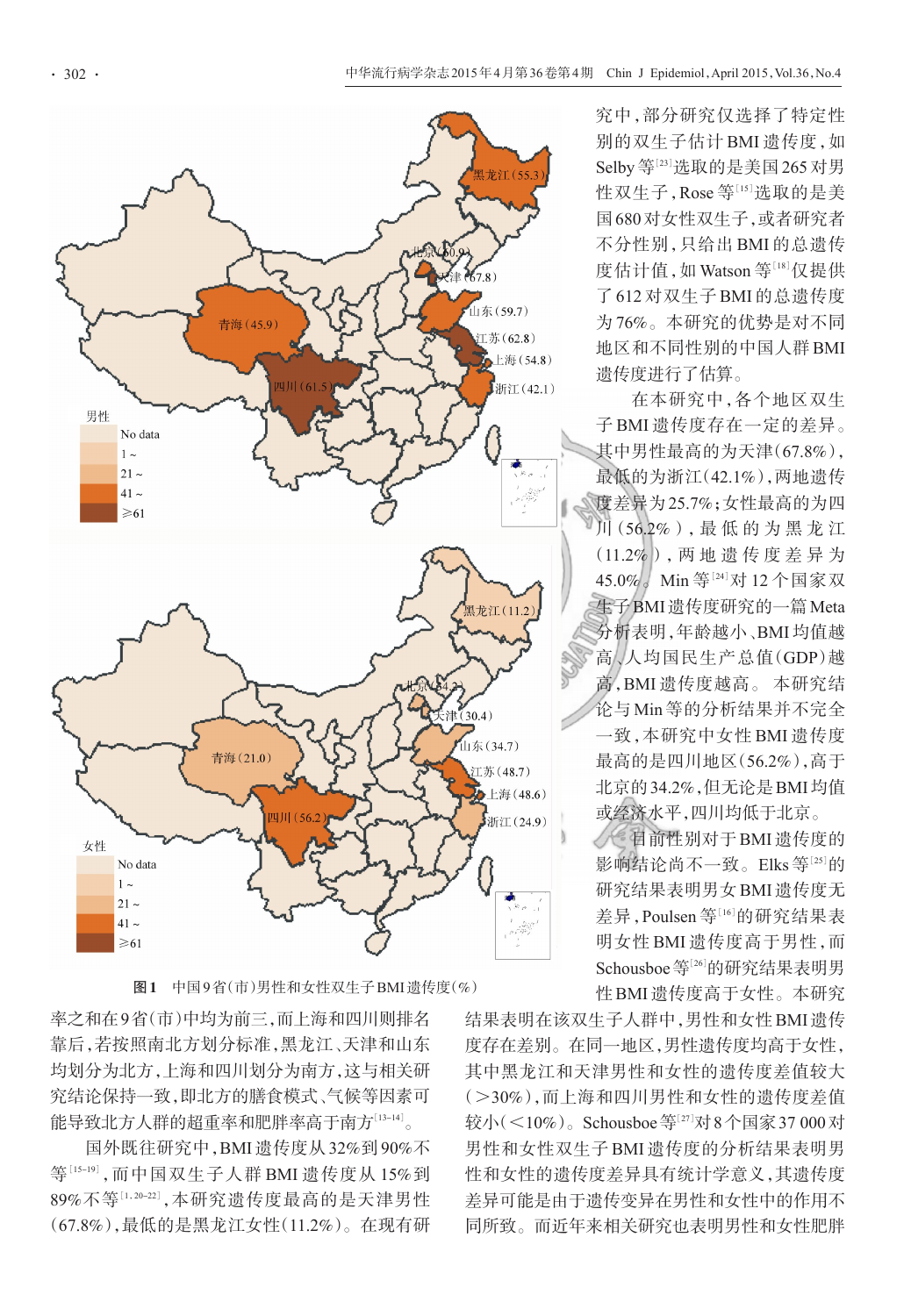图1 中国9省(市)男性和女性双生子BMI遗传度(%)

率之和在9省(市)中均为前三，而上海和四川则排名靠后，若按照南北方划分标准，黑龙江、天津和山东均划分为北方，上海和四川划分为南方，这与相关研究结论保持一致，即北方的膳食模式、气候等因素可能导致北方人群的超重率和肥胖率高于南方[13-14]。

国外既往研究中，BMI遗传度从32%到90%不等[15-19]，而中国双生子人群BMI遗传度从15%到89%不等[1,20-22]，本研究遗传度最高的是天津男性(67.8%)，最低的是黑龙江女性(11.2%)。在现有研究中，部分研究仅选择了特定性别的双生子估计BMI遗传度，如Selby等[23]选取的是美国265对男性双生子，Rose等[15]选取的是美国680对女性双生子，或者研究者不分性别，只给出BMI的总遗传度估计值，如Watson等[18]仅提供了612对双生子BMI的总遗传度为76%。本研究的优势是对不同地区和不同性别的中国人群BMI遗传度进行了估算。

在本研究中，各个地区双生子BMI遗传度存在一定的差异。其中男性最高的为天津(67.8%)，最低的为浙江(42.1%)，两地遗传度差异为25.7%；女性最高的为四川(56.2%)，最低的为黑龙江(11.2%)，两地遗传度差异为45.0%。Min等[24]对12个国家双生子BMI遗传度研究的一篇Meta分析表明，年龄越小、BMI均值越高、人均国民生产总值(GDP)越高，BMI遗传度越高。本研究结论与Min等的分析结果并不完全一致，本研究中女性BMI遗传度最高的是四川地区(56.2%)，高于北京的34.2%，但无论是BMI均值或经济水平，四川均低于北京。

目前性别对于BMI遗传度的影响结论尚不一致。Elks等[25]的研究结果表明男女BMI遗传度无差异，Poulsen等[16]的研究结果表明女性BMI遗传度高于男性，而Schousboe等[26]的研究结果表明男性BMI遗传度高于女性。本研究结果表明在该双生子人群中，男性和女性BMI遗传度存在差别。在同一地区，男性遗传度均高于女性，其中黑龙江和天津男性和女性的遗传度差值较大(>30%)，而上海和四川男性和女性的遗传度差值较小(<10%)。Schousboe等[27]对8个国家37 000对男性和女性双生子BMI遗传度的分析结果表明男性和女性的遗传度差异具有统计学意义，其遗传度差异可能是由于遗传变异在男性和女性中的作用不同所致。而近年来相关研究也表明男性和女性肥胖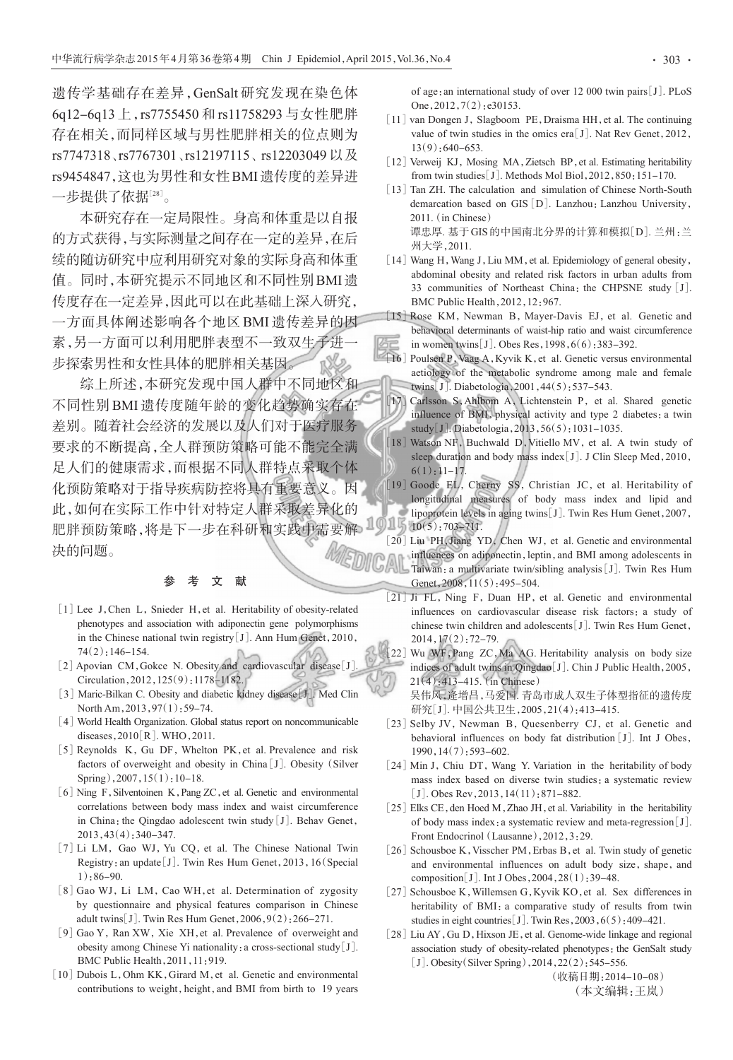遗传学基础存在差异，GenSalt研究发现在染色体6q12-6q13上，rs7755450和rs11758293与女性肥胖存在相关，而同样区域与男性肥胖相关的位点则为rs7747318、rs7767301、rs12197115、rs12203049以及rs9454847，这也为男性和女性BMI遗传度的差异进一步提供了依据[28]。

本研究存在一定局限性。身高和体重是以自报的方式获得，与实际测量之间存在一定的差异，在后续的随访研究中应利用研究对象的实际身高和体重值。同时，本研究提示不同地区和不同性别BMI遗传度存在一定差异，因此可以在此基础上深入研究，一方面具体阐述影响各个地区BMI遗传差异的因素，另一方面可以利用肥胖表型不一致双生子进一步探索男性和女性具体的肥胖相关基因。

综上所述，本研究发现中国人群中不同地区和不同性别BMI遗传度随年龄的变化趋势确实存在差别。随着社会经济的发展以及人们对于医疗服务要求的不断提高，全人群预防策略可能不能完全满足人们的健康需求，而根据不同人群特点采取个体化预防策略对于指导疾病防控将具有重要意义。因此，如何在实际工作中针对特定人群采取差异化的肥胖预防策略，将是下一步在科研和实践中需要解决的问题。

## 参 考 文 献

[1] Lee J, Chen L, Snieder H, et al. Heritability of obesity-related phenotypes and association with adiponectin gene polymorphisms in the Chinese national twin registry[J]. Ann Hum Genet, 2010, 74(2): 146-154.

[2] Apovian CM, Gokce N. Obesity and cardiovascular disease[J]. Circulation, 2012, 125(9): 1178-1182.

[3] Maric-Bilkan C. Obesity and diabetic kidney disease[J]. Med Clin North Am, 2013, 97(1): 59-74.

[4] World Health Organization. Global status report on noncommunicable diseases, 2010[R]. WHO, 2011.

[5] Reynolds K, Gu DF, Whelton PK, et al. Prevalence and risk factors of overweight and obesity in China[J]. Obesity (Silver Spring), 2007, 15(1): 10-18.

[6] Ning F, Silventoinen K, Pang ZC, et al. Genetic and environmental correlations between body mass index and waist circumference in China: the Qingdao adolescent twin study[J]. Behav Genet, 2013, 43(4): 340-347.

[7] Li LM, Gao WJ, Yu CQ, et al. The Chinese National Twin Registry: an update[J]. Twin Res Hum Genet, 2013, 16(Special 1): 86-90.

[8] Gao WJ, Li LM, Cao WH, et al. Determination of zygosity by questionnaire and physical features comparison in Chinese adult twins[J]. Twin Res Hum Genet, 2006, 9(2): 266-271.

[9] Gao Y, Ran XW, Xie XH, et al. Prevalence of overweight and obesity among Chinese Yi nationality: a cross-sectional study[J]. BMC Public Health, 2011, 11: 919.

[10] Dubois L, Ohm KK, Girard M, et al. Genetic and environmental contributions to weight, height, and BMI from birth to 19 years of age: an international study of over 12 000 twin pairs[J]. PLoS One, 2012, 7(2): e30153.

[11] van Dongen J, Slagboom PE, Draisma HH, et al. The continuing value of twin studies in the omics era[J]. Nat Rev Genet, 2012, 13(9): 640-653.

[12] Verweij KJ, Mosing MA, Zietsch BP, et al. Estimating heritability from twin studies[J]. Methods Mol Biol, 2012, 850: 151-170.

[13] Tan ZH. The calculation and simulation of Chinese North-South demarcation based on GIS[D]. Lanzhou: Lanzhou University, 2011. (in Chinese)
谭忠厚. 基于GIS的中国南北分界的计算和模拟[D]. 兰州：兰州大学，2011.

[14] Wang H, Wang J, Liu MM, et al. Epidemiology of general obesity, abdominal obesity and related risk factors in urban adults from 33 communities of Northeast China: the CHPSNE study[J]. BMC Public Health, 2012, 12: 967.

[15] Rose KM, Newman B, Mayer-Davis EJ, et al. Genetic and behavioral determinants of waist-hip ratio and waist circumference in women twins[J]. Obes Res, 1998, 6(6): 383-392.

[16] Poulsen P, Vaag A, Kyvik K, et al. Genetic versus environmental aetiology of the metabolic syndrome among male and female twins[J]. Diabetologia, 2001, 44(5): 537-543.

[17] Carlsson S, Ahlbom A, Lichtenstein P, et al. Shared genetic influence of BMI, physical activity and type 2 diabetes: a twin study[J]. Diabetologia, 2013, 56(5): 1031-1035.

[18] Watson NF, Buchwald D, Vitiello MV, et al. A twin study of sleep duration and body mass index[J]. J Clin Sleep Med, 2010, 6(1): 11-17.

[19] Goode EL, Cherny SS, Christian JC, et al. Heritability of longitudinal measures of body mass index and lipid and lipoprotein levels in aging twins[J]. Twin Res Hum Genet, 2007, 10(5): 703-711.

[20] Liu PH, Jiang YD, Chen WJ, et al. Genetic and environmental influences on adiponectin, leptin, and BMI among adolescents in Taiwan: a multivariate twin/sibling analysis[J]. Twin Res Hum Genet, 2008, 11(5): 495-504.

[21] Ji FL, Ning F, Duan HP, et al. Genetic and environmental influences on cardiovascular disease risk factors: a study of chinese twin children and adolescents[J]. Twin Res Hum Genet, 2014, 17(2): 72-79.

[22] Wu WF, Pang ZC, Ma AG. Heritability analysis on body size indices of adult twins in Qingdao[J]. Chin J Public Health, 2005, 21(4): 413-415. (in Chinese)
吴伟凤，逄增昌，马爱国. 青岛市成人双生子体型指征的遗传度研究[J]. 中国公共卫生，2005，21(4)：413-415.

[23] Selby JV, Newman B, Quesenberry CJ, et al. Genetic and behavioral influences on body fat distribution[J]. Int J Obes, 1990, 14(7): 593-602.

[24] Min J, Chiu DT, Wang Y. Variation in the heritability of body mass index based on diverse twin studies: a systematic review[J]. Obes Rev, 2013, 14(11): 871-882.

[25] Elks CE, den Hoed M, Zhao JH, et al. Variability in the heritability of body mass index: a systematic review and meta-regression[J]. Front Endocrinol (Lausanne), 2012, 3: 29.

[26] Schousboe K, Visscher PM, Erbas B, et al. Twin study of genetic and environmental influences on adult body size, shape, and composition[J]. Int J Obes, 2004, 28(1): 39-48.

[27] Schousboe K, Willemsen G, Kyvik KO, et al. Sex differences in heritability of BMI: a comparative study of results from twin studies in eight countries[J]. Twin Res, 2003, 6(5): 409-421.

[28] Liu AY, Gu D, Hixson JE, et al. Genome-wide linkage and regional association study of obesity-related phenotypes: the GenSalt study[J]. Obesity (Silver Spring), 2014, 22(2): 545-556.

（收稿日期：2014-10-08）

（本文编辑：王岚）